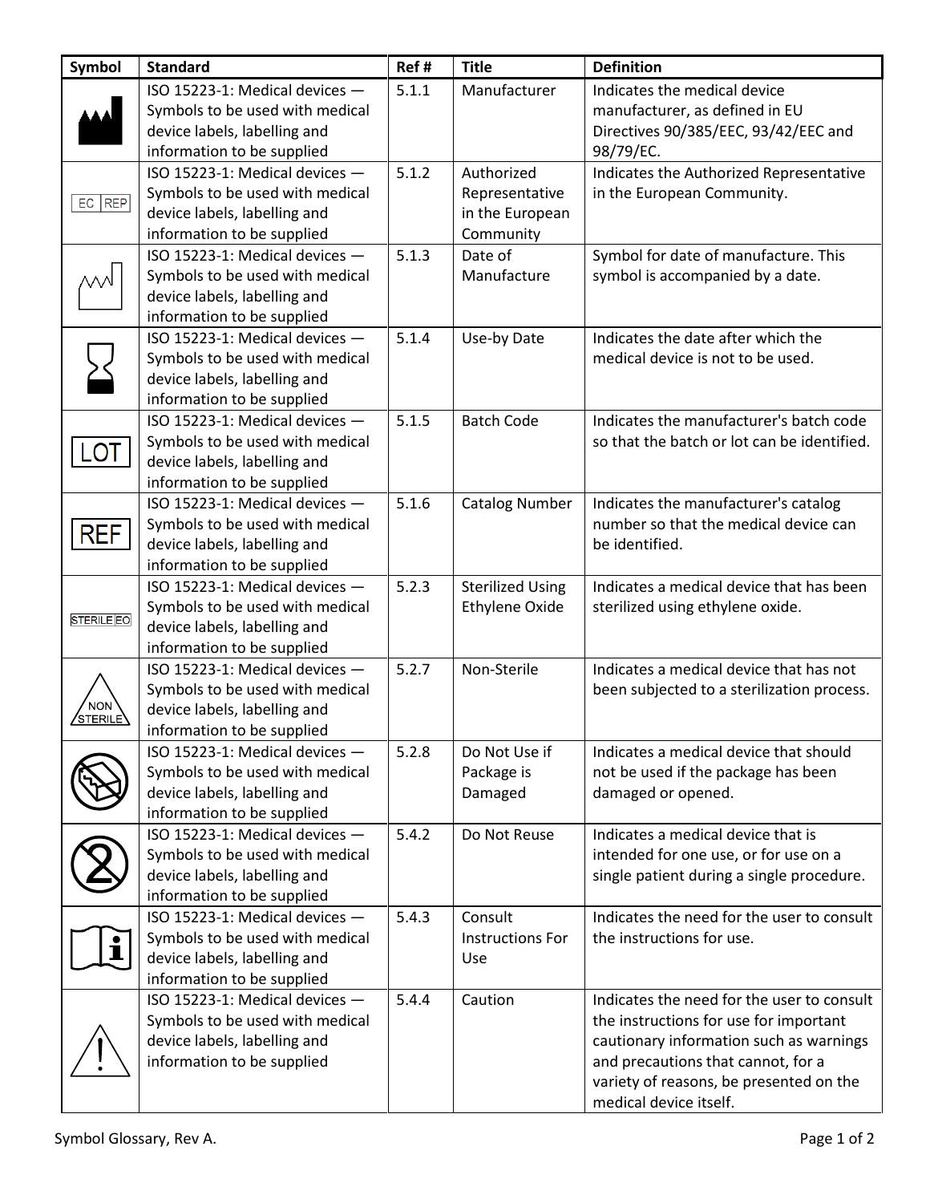| Symbol | Standard | Ref # | Title | Definition |
|---|---|---|---|---|
| | ISO 15223-1: Medical devices — Symbols to be used with medical device labels, labelling and information to be supplied | 5.1.1 | Manufacturer | Indicates the medical device manufacturer, as defined in EU Directives 90/385/EEC, 93/42/EEC and 98/79/EC. |
| EC REP | ISO 15223-1: Medical devices — Symbols to be used with medical device labels, labelling and information to be supplied | 5.1.2 | Authorized Representative in the European Community | Indicates the Authorized Representative in the European Community. |
| | ISO 15223-1: Medical devices — Symbols to be used with medical device labels, labelling and information to be supplied | 5.1.3 | Date of Manufacture | Symbol for date of manufacture. This symbol is accompanied by a date. |
| | ISO 15223-1: Medical devices — Symbols to be used with medical device labels, labelling and information to be supplied | 5.1.4 | Use-by Date | Indicates the date after which the medical device is not to be used. |
| LOT | ISO 15223-1: Medical devices — Symbols to be used with medical device labels, labelling and information to be supplied | 5.1.5 | Batch Code | Indicates the manufacturer's batch code so that the batch or lot can be identified. |
| REF | ISO 15223-1: Medical devices — Symbols to be used with medical device labels, labelling and information to be supplied | 5.1.6 | Catalog Number | Indicates the manufacturer's catalog number so that the medical device can be identified. |
| STERILE EO | ISO 15223-1: Medical devices — Symbols to be used with medical device labels, labelling and information to be supplied | 5.2.3 | Sterilized Using Ethylene Oxide | Indicates a medical device that has been sterilized using ethylene oxide. |
| NON STERILE | ISO 15223-1: Medical devices — Symbols to be used with medical device labels, labelling and information to be supplied | 5.2.7 | Non-Sterile | Indicates a medical device that has not been subjected to a sterilization process. |
| | ISO 15223-1: Medical devices — Symbols to be used with medical device labels, labelling and information to be supplied | 5.2.8 | Do Not Use if Package is Damaged | Indicates a medical device that should not be used if the package has been damaged or opened. |
| | ISO 15223-1: Medical devices — Symbols to be used with medical device labels, labelling and information to be supplied | 5.4.2 | Do Not Reuse | Indicates a medical device that is intended for one use, or for use on a single patient during a single procedure. |
| | ISO 15223-1: Medical devices — Symbols to be used with medical device labels, labelling and information to be supplied | 5.4.3 | Consult Instructions For Use | Indicates the need for the user to consult the instructions for use. |
| | ISO 15223-1: Medical devices — Symbols to be used with medical device labels, labelling and information to be supplied | 5.4.4 | Caution | Indicates the need for the user to consult the instructions for use for important cautionary information such as warnings and precautions that cannot, for a variety of reasons, be presented on the medical device itself. |

Symbol Glossary, Rev A.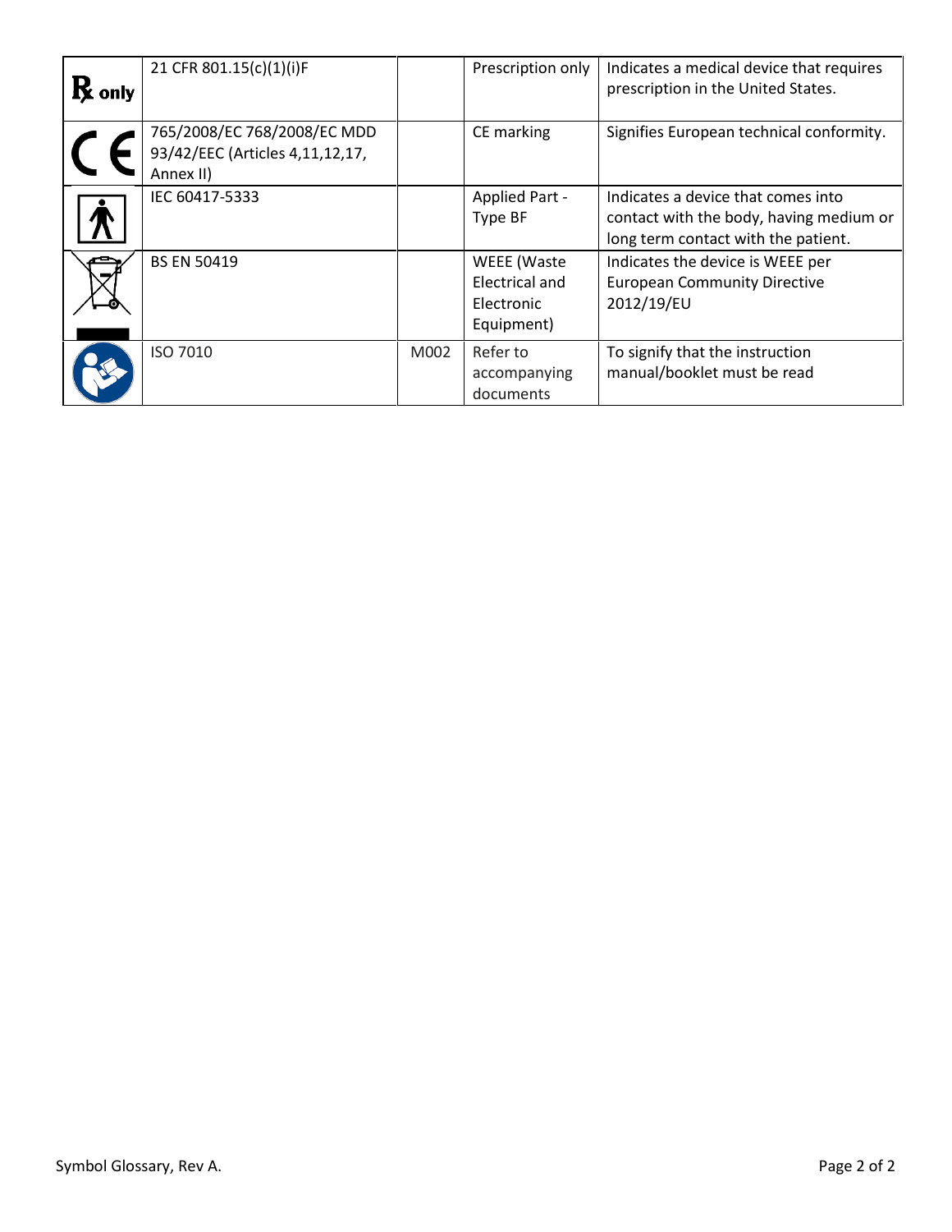| | | | | |
|---|---|---|---|---|
| Rx only | 21 CFR 801.15(c)(1)(i)F | | Prescription only | Indicates a medical device that requires prescription in the United States. |
| CE | 765/2008/EC 768/2008/EC MDD 93/42/EEC (Articles 4,11,12,17, Annex II) | | CE marking | Signifies European technical conformity. |
| | IEC 60417-5333 | | Applied Part - Type BF | Indicates a device that comes into contact with the body, having medium or long term contact with the patient. |
| | BS EN 50419 | | WEEE (Waste Electrical and Electronic Equipment) | Indicates the device is WEEE per European Community Directive 2012/19/EU |
| | ISO 7010 | M002 | Refer to accompanying documents | To signify that the instruction manual/booklet must be read |

Symbol Glossary, Rev A.